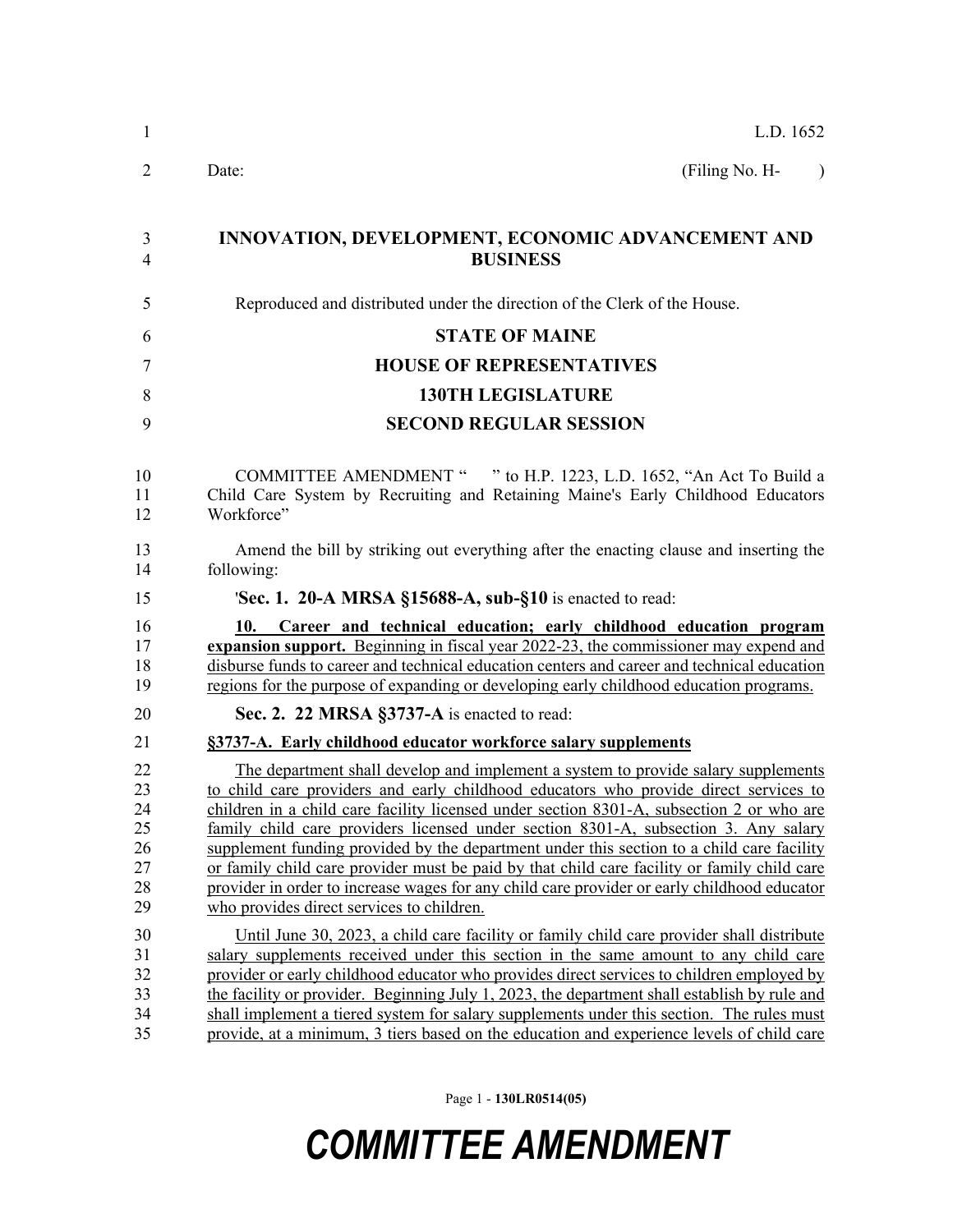L.D. 1652

Date: (Filing No. H- )

**INNOVATION, DEVELOPMENT, ECONOMIC ADVANCEMENT AND BUSINESS**

Reproduced and distributed under the direction of the Clerk of the House.

**STATE OF MAINE**

**HOUSE OF REPRESENTATIVES**

**130TH LEGISLATURE**

**SECOND REGULAR SESSION**

COMMITTEE AMENDMENT " " to H.P. 1223, L.D. 1652, "An Act To Build a Child Care System by Recruiting and Retaining Maine's Early Childhood Educators Workforce"

Amend the bill by striking out everything after the enacting clause and inserting the following:

'**Sec. 1. 20-A MRSA §15688-A, sub-§10** is enacted to read:

**10. Career and technical education; early childhood education program expansion support.** Beginning in fiscal year 2022-23, the commissioner may expend and disburse funds to career and technical education centers and career and technical education regions for the purpose of expanding or developing early childhood education programs.

**Sec. 2. 22 MRSA §3737-A** is enacted to read:

**§3737-A. Early childhood educator workforce salary supplements**

The department shall develop and implement a system to provide salary supplements to child care providers and early childhood educators who provide direct services to children in a child care facility licensed under section 8301-A, subsection 2 or who are family child care providers licensed under section 8301-A, subsection 3. Any salary supplement funding provided by the department under this section to a child care facility or family child care provider must be paid by that child care facility or family child care provider in order to increase wages for any child care provider or early childhood educator who provides direct services to children.

Until June 30, 2023, a child care facility or family child care provider shall distribute salary supplements received under this section in the same amount to any child care provider or early childhood educator who provides direct services to children employed by the facility or provider. Beginning July 1, 2023, the department shall establish by rule and shall implement a tiered system for salary supplements under this section. The rules must provide, at a minimum, 3 tiers based on the education and experience levels of child care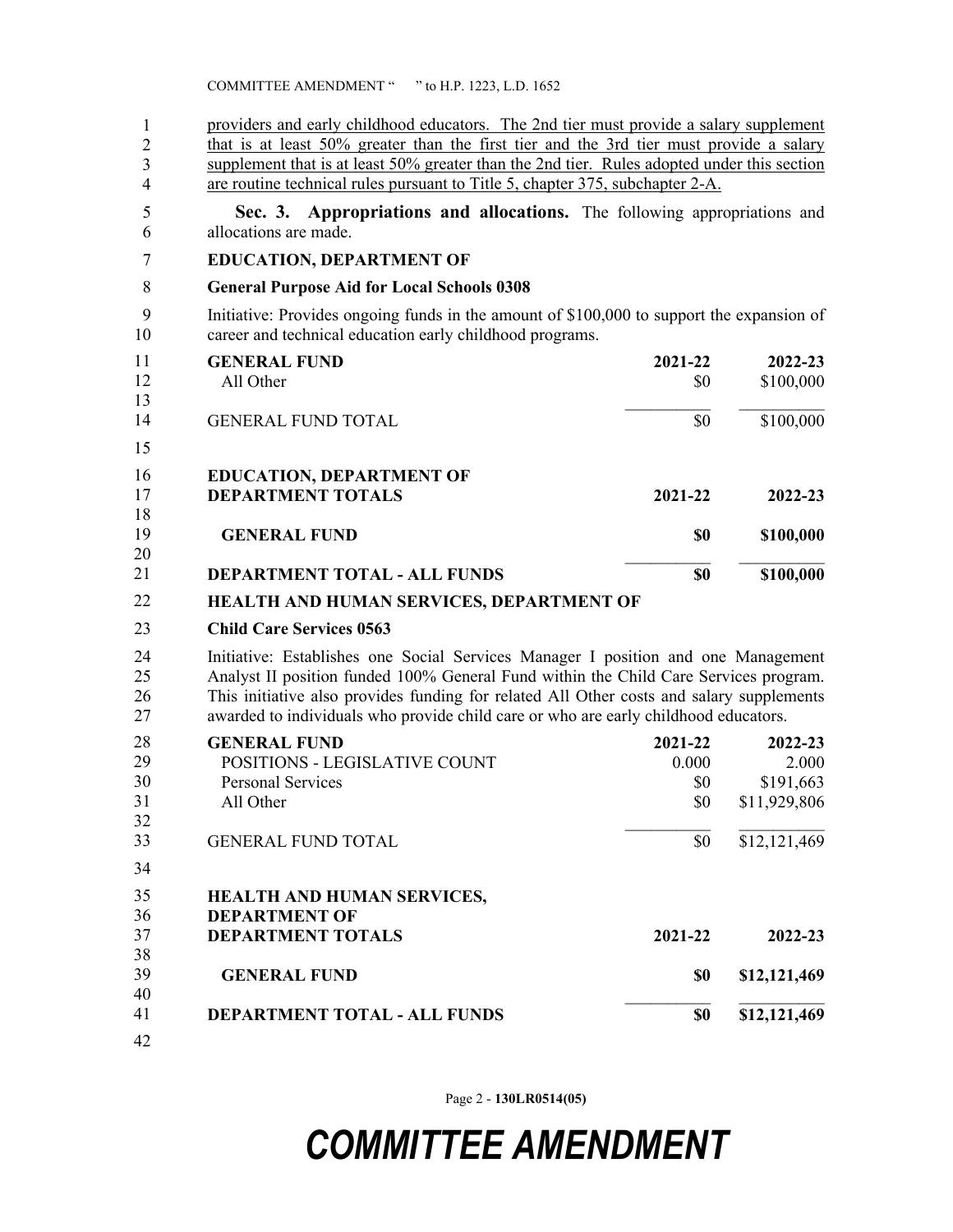providers and early childhood educators. The 2nd tier must provide a salary supplement that is at least 50% greater than the first tier and the 3rd tier must provide a salary supplement that is at least 50% greater than the 2nd tier. Rules adopted under this section are routine technical rules pursuant to Title 5, chapter 375, subchapter 2-A.

**Sec. 3. Appropriations and allocations.** The following appropriations and allocations are made.

**EDUCATION, DEPARTMENT OF**

**General Purpose Aid for Local Schools 0308**

Initiative: Provides ongoing funds in the amount of $100,000 to support the expansion of career and technical education early childhood programs.

| **GENERAL FUND** | **2021-22** | **2022-23** |
|---|---|---|
| All Other | $0 | $100,000 |
| GENERAL FUND TOTAL | $0 | $100,000 |

| **EDUCATION, DEPARTMENT OF DEPARTMENT TOTALS** | **2021-22** | **2022-23** |
|---|---|---|
| **GENERAL FUND** | **$0** | **$100,000** |
| **DEPARTMENT TOTAL - ALL FUNDS** | **$0** | **$100,000** |

**HEALTH AND HUMAN SERVICES, DEPARTMENT OF**

**Child Care Services 0563**

Initiative: Establishes one Social Services Manager I position and one Management Analyst II position funded 100% General Fund within the Child Care Services program. This initiative also provides funding for related All Other costs and salary supplements awarded to individuals who provide child care or who are early childhood educators.

| **GENERAL FUND** | **2021-22** | **2022-23** |
|---|---|---|
| POSITIONS - LEGISLATIVE COUNT | 0.000 | 2.000 |
| Personal Services | $0 | $191,663 |
| All Other | $0 | $11,929,806 |
| GENERAL FUND TOTAL | $0 | $12,121,469 |

| **HEALTH AND HUMAN SERVICES, DEPARTMENT OF DEPARTMENT TOTALS** | **2021-22** | **2022-23** |
|---|---|---|
| **GENERAL FUND** | **$0** | **$12,121,469** |
| **DEPARTMENT TOTAL - ALL FUNDS** | **$0** | **$12,121,469** |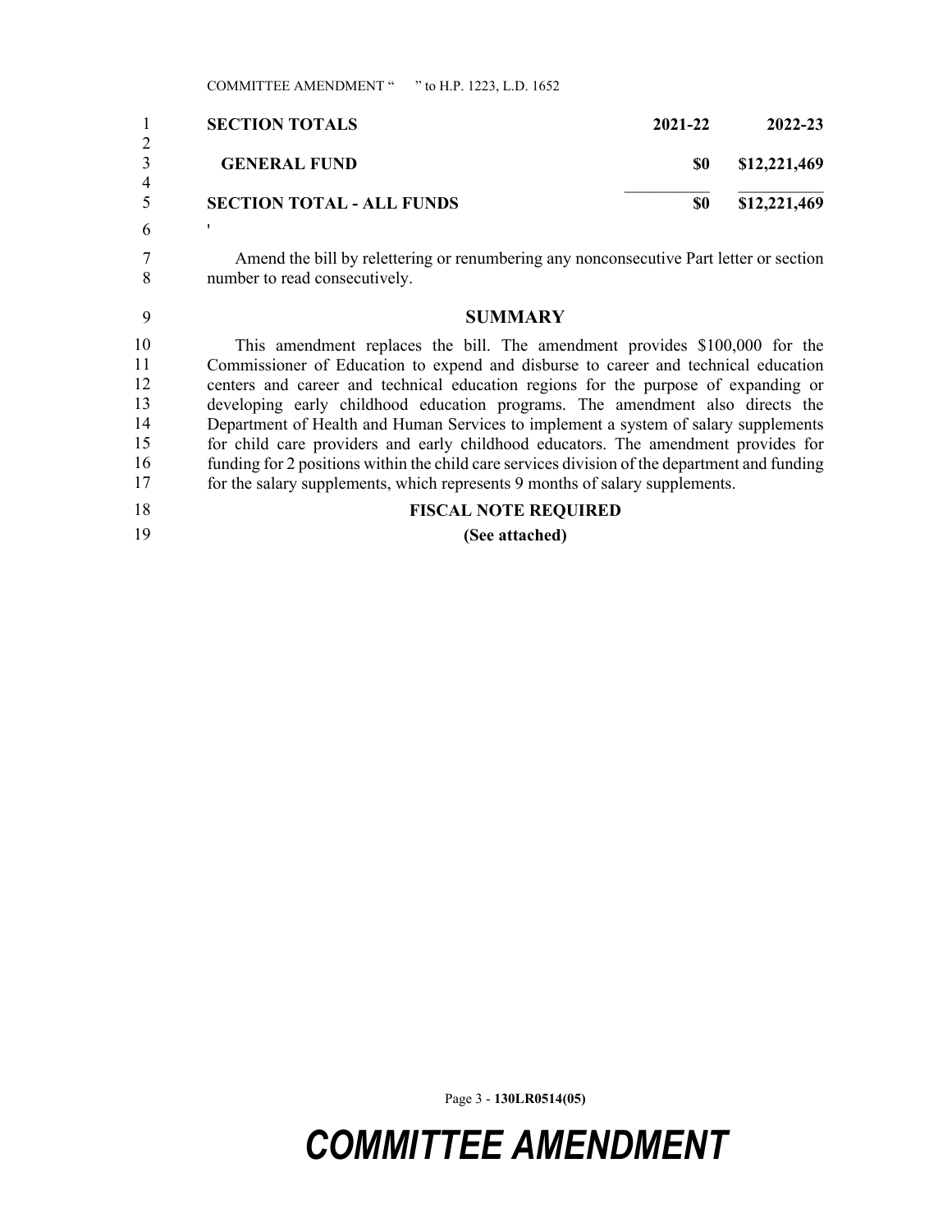| SECTION TOTALS | 2021-22 | 2022-23 |
|---|---|---|
| GENERAL FUND | $0 | $12,221,469 |
| SECTION TOTAL - ALL FUNDS | $0 | $12,221,469 |

'

Amend the bill by relettering or renumbering any nonconsecutive Part letter or section number to read consecutively.

## SUMMARY

This amendment replaces the bill. The amendment provides $100,000 for the Commissioner of Education to expend and disburse to career and technical education centers and career and technical education regions for the purpose of expanding or developing early childhood education programs. The amendment also directs the Department of Health and Human Services to implement a system of salary supplements for child care providers and early childhood educators. The amendment provides for funding for 2 positions within the child care services division of the department and funding for the salary supplements, which represents 9 months of salary supplements.

**FISCAL NOTE REQUIRED**

**(See attached)**